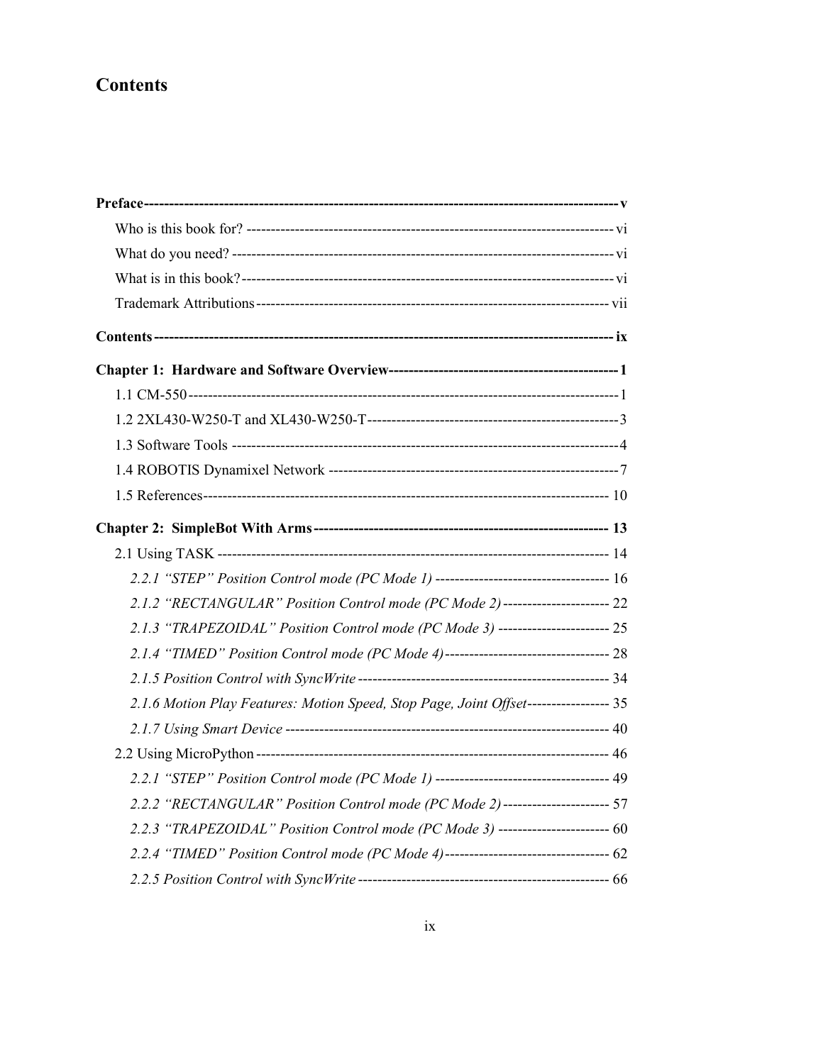# Contents

**Preface** ---------------------------------------------------------------------------------------------- **v**

Who is this book for? -------------------------------------------------------------------------- vi

What do you need? ----------------------------------------------------------------------------- vi

What is in this book? ---------------------------------------------------------------------------- vi

Trademark Attributions ---------------------------------------------------------------------- vii

**Contents** --------------------------------------------------------------------------------------------- **ix**

**Chapter 1: Hardware and Software Overview** ---------------------------------------------- **1**

1.1 CM-550 ------------------------------------------------------------------------------------------ 1

1.2 2XL430-W250-T and XL430-W250-T ------------------------------------------------------ 3

1.3 Software Tools ----------------------------------------------------------------------------------- 4

1.4 ROBOTIS Dynamixel Network ---------------------------------------------------------------- 7

1.5 References ---------------------------------------------------------------------------------------- 10

**Chapter 2: SimpleBot With Arms** ------------------------------------------------------------ **13**

2.1 Using TASK -------------------------------------------------------------------------------------- 14

*2.2.1 "STEP" Position Control mode (PC Mode 1)* ------------------------------------ 16

*2.1.2 "RECTANGULAR" Position Control mode (PC Mode 2)* ---------------------- 22

*2.1.3 "TRAPEZOIDAL" Position Control mode (PC Mode 3)* ----------------------- 25

*2.1.4 "TIMED" Position Control mode (PC Mode 4)* ---------------------------------- 28

*2.1.5 Position Control with SyncWrite* ----------------------------------------------------- 34

*2.1.6 Motion Play Features: Motion Speed, Stop Page, Joint Offset* ----------------- 35

*2.1.7 Using Smart Device* -------------------------------------------------------------------- 40

2.2 Using MicroPython ---------------------------------------------------------------------------- 46

*2.2.1 "STEP" Position Control mode (PC Mode 1)* ------------------------------------ 49

*2.2.2 "RECTANGULAR" Position Control mode (PC Mode 2)* ---------------------- 57

*2.2.3 "TRAPEZOIDAL" Position Control mode (PC Mode 3)* ----------------------- 60

*2.2.4 "TIMED" Position Control mode (PC Mode 4)* ---------------------------------- 62

*2.2.5 Position Control with SyncWrite* ----------------------------------------------------- 66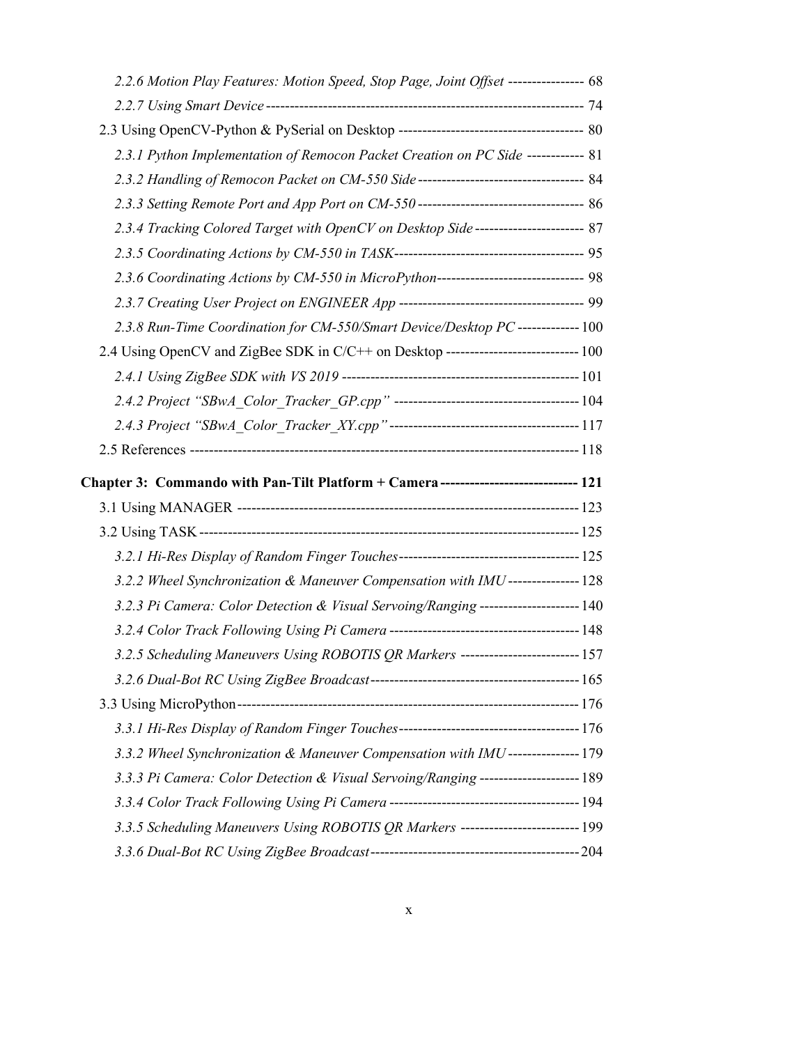*2.2.6 Motion Play Features: Motion Speed, Stop Page, Joint Offset* ---------------- 68

*2.2.7 Using Smart Device* ------------------------------------------------------------------- 74

2.3 Using OpenCV-Python & PySerial on Desktop --------------------------------------- 80

*2.3.1 Python Implementation of Remocon Packet Creation on PC Side* ------------ 81

*2.3.2 Handling of Remocon Packet on CM-550 Side* ---------------------------------- 84

*2.3.3 Setting Remote Port and App Port on CM-550* ----------------------------------- 86

*2.3.4 Tracking Colored Target with OpenCV on Desktop Side* ----------------------- 87

*2.3.5 Coordinating Actions by CM-550 in TASK*---------------------------------------- 95

*2.3.6 Coordinating Actions by CM-550 in MicroPython*------------------------------- 98

*2.3.7 Creating User Project on ENGINEER App* --------------------------------------- 99

*2.3.8 Run-Time Coordination for CM-550/Smart Device/Desktop PC* ------------- 100

2.4 Using OpenCV and ZigBee SDK in C/C++ on Desktop ---------------------------- 100

*2.4.1 Using ZigBee SDK with VS 2019* -------------------------------------------------- 101

*2.4.2 Project "SBwA_Color_Tracker_GP.cpp"* --------------------------------------- 104

*2.4.3 Project "SBwA_Color_Tracker_XY.cpp"* ---------------------------------------- 117

2.5 References ---------------------------------------------------------------------------------- 118

**Chapter 3: Commando with Pan-Tilt Platform + Camera ---------------------------- 121**

3.1 Using MANAGER ------------------------------------------------------------------------- 123

3.2 Using TASK --------------------------------------------------------------------------------- 125

*3.2.1 Hi-Res Display of Random Finger Touches*-------------------------------------- 125

*3.2.2 Wheel Synchronization & Maneuver Compensation with IMU* --------------- 128

*3.2.3 Pi Camera: Color Detection & Visual Servoing/Ranging* --------------------- 140

*3.2.4 Color Track Following Using Pi Camera* ---------------------------------------- 148

*3.2.5 Scheduling Maneuvers Using ROBOTIS QR Markers* ------------------------- 157

*3.2.6 Dual-Bot RC Using ZigBee Broadcast*-------------------------------------------- 165

3.3 Using MicroPython------------------------------------------------------------------------ 176

*3.3.1 Hi-Res Display of Random Finger Touches*-------------------------------------- 176

*3.3.2 Wheel Synchronization & Maneuver Compensation with IMU* --------------- 179

*3.3.3 Pi Camera: Color Detection & Visual Servoing/Ranging* --------------------- 189

*3.3.4 Color Track Following Using Pi Camera* ---------------------------------------- 194

*3.3.5 Scheduling Maneuvers Using ROBOTIS QR Markers* ------------------------- 199

*3.3.6 Dual-Bot RC Using ZigBee Broadcast*-------------------------------------------- 204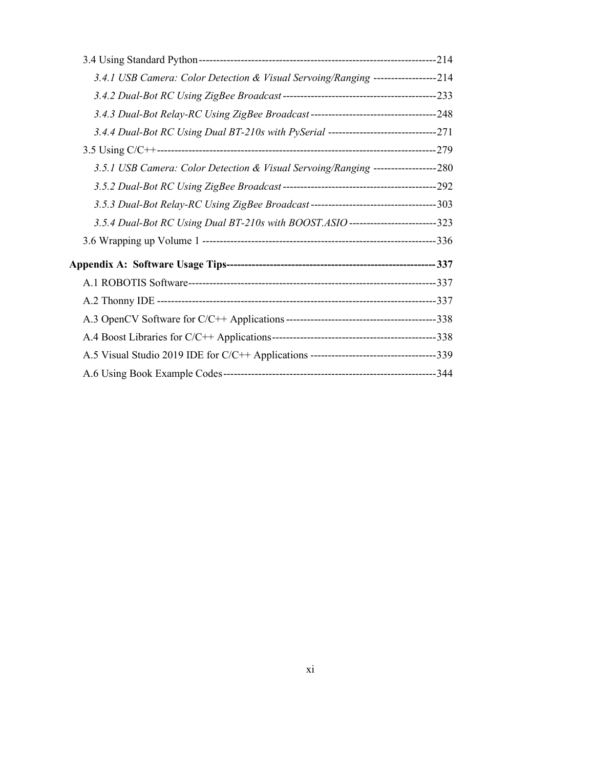3.4 Using Standard Python -------------------------------------------------------------------- 214

*3.4.1 USB Camera: Color Detection & Visual Servoing/Ranging* ------------------ 214

*3.4.2 Dual-Bot RC Using ZigBee Broadcast* -------------------------------------------- 233

*3.4.3 Dual-Bot Relay-RC Using ZigBee Broadcast* ------------------------------------ 248

*3.4.4 Dual-Bot RC Using Dual BT-210s with PySerial* ------------------------------- 271

3.5 Using C/C++ ------------------------------------------------------------------------------- 279

*3.5.1 USB Camera: Color Detection & Visual Servoing/Ranging* ------------------ 280

*3.5.2 Dual-Bot RC Using ZigBee Broadcast* -------------------------------------------- 292

*3.5.3 Dual-Bot Relay-RC Using ZigBee Broadcast* ------------------------------------ 303

*3.5.4 Dual-Bot RC Using Dual BT-210s with BOOST.ASIO* ------------------------- 323

3.6 Wrapping up Volume 1 ------------------------------------------------------------------ 336

**Appendix A: Software Usage Tips** ----------------------------------------------------------- **337**

A.1 ROBOTIS Software ---------------------------------------------------------------------- 337

A.2 Thonny IDE ------------------------------------------------------------------------------- 337

A.3 OpenCV Software for C/C++ Applications ------------------------------------------- 338

A.4 Boost Libraries for C/C++ Applications ----------------------------------------------- 338

A.5 Visual Studio 2019 IDE for C/C++ Applications ------------------------------------ 339

A.6 Using Book Example Codes ------------------------------------------------------------ 344